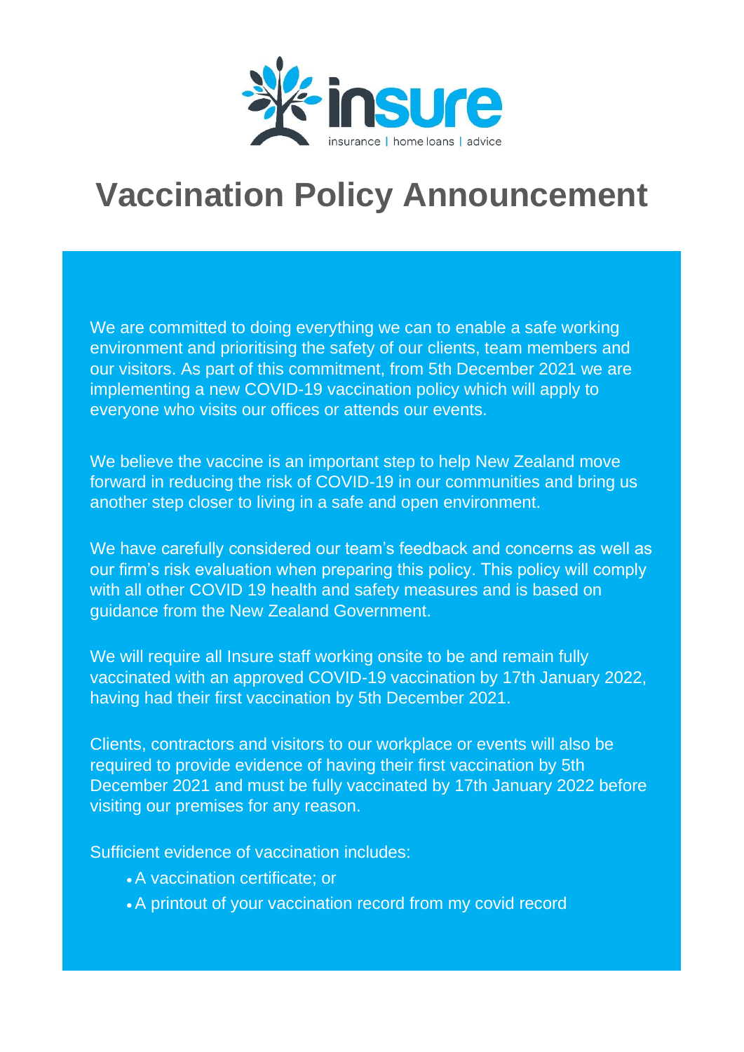insure

insurance | home loans | advice

# Vaccination Policy Announcement

We are committed to doing everything we can to enable a safe working environment and prioritising the safety of our clients, team members and our visitors. As part of this commitment, from 5th December 2021 we are implementing a new COVID-19 vaccination policy which will apply to everyone who visits our offices or attends our events.

We believe the vaccine is an important step to help New Zealand move forward in reducing the risk of COVID-19 in our communities and bring us another step closer to living in a safe and open environment.

We have carefully considered our team's feedback and concerns as well as our firm's risk evaluation when preparing this policy. This policy will comply with all other COVID 19 health and safety measures and is based on guidance from the New Zealand Government.

We will require all Insure staff working onsite to be and remain fully vaccinated with an approved COVID-19 vaccination by 17th January 2022, having had their first vaccination by 5th December 2021.

Clients, contractors and visitors to our workplace or events will also be required to provide evidence of having their first vaccination by 5th December 2021 and must be fully vaccinated by 17th January 2022 before visiting our premises for any reason.

Sufficient evidence of vaccination includes:

- A vaccination certificate; or
- A printout of your vaccination record from my covid record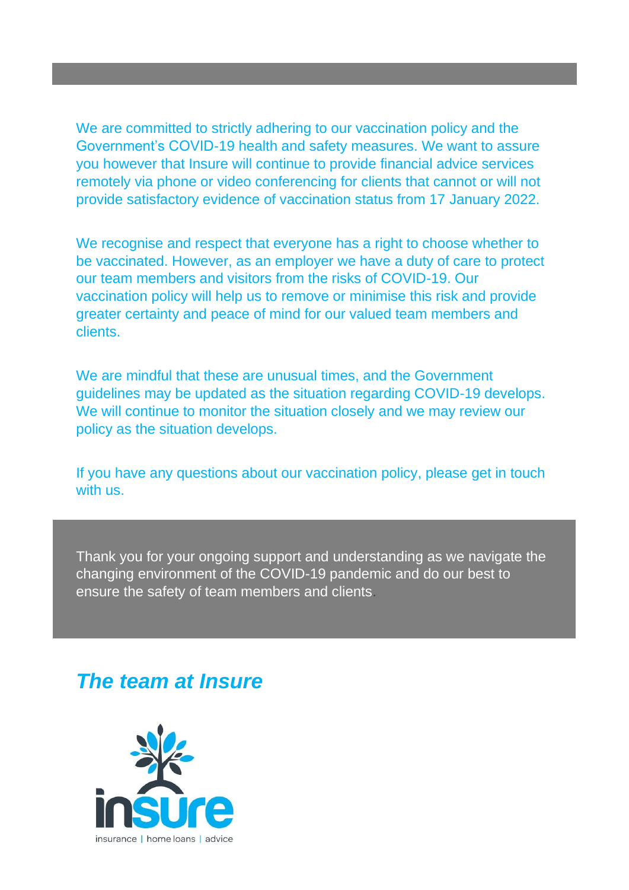We are committed to strictly adhering to our vaccination policy and the Government's COVID-19 health and safety measures. We want to assure you however that Insure will continue to provide financial advice services remotely via phone or video conferencing for clients that cannot or will not provide satisfactory evidence of vaccination status from 17 January 2022.

We recognise and respect that everyone has a right to choose whether to be vaccinated. However, as an employer we have a duty of care to protect our team members and visitors from the risks of COVID-19. Our vaccination policy will help us to remove or minimise this risk and provide greater certainty and peace of mind for our valued team members and clients.

We are mindful that these are unusual times, and the Government guidelines may be updated as the situation regarding COVID-19 develops. We will continue to monitor the situation closely and we may review our policy as the situation develops.

If you have any questions about our vaccination policy, please get in touch with us.

Thank you for your ongoing support and understanding as we navigate the changing environment of the COVID-19 pandemic and do our best to ensure the safety of team members and clients.

***The team at Insure***

insure

insurance | home loans | advice